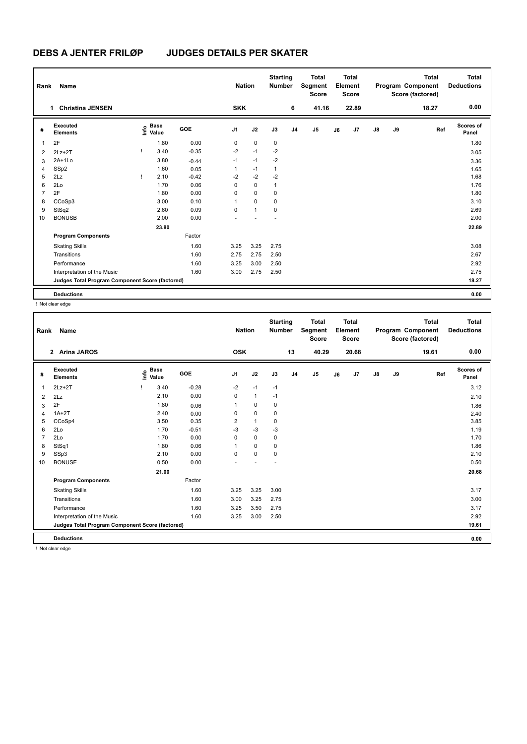# DEBS A JENTER FRILØP JUDGES DETAILS PER SKATER

| Rank | Name | | | Nation | | Starting Number | Total Segment Score | Total Element Score | Total Program Component Score (factored) | Total Deductions |
|---|---|---|---|---|---|---|---|---|---|---|
| 1 | Christina JENSEN | | | SKK | | 6 | 41.16 | 22.89 | 18.27 | 0.00 |

| # | Executed Elements | Info | Base Value | GOE | J1 | J2 | J3 | J4 | J5 | J6 | J7 | J8 | J9 | Ref | Scores of Panel |
|---|---|---|---|---|---|---|---|---|---|---|---|---|---|---|---|
| 1 | 2F | | 1.80 | 0.00 | 0 | 0 | 0 | | | | | | | | 1.80 |
| 2 | 2Lz+2T | ! | 3.40 | -0.35 | -2 | -1 | -2 | | | | | | | | 3.05 |
| 3 | 2A+1Lo | | 3.80 | -0.44 | -1 | -1 | -2 | | | | | | | | 3.36 |
| 4 | SSp2 | | 1.60 | 0.05 | 1 | -1 | 1 | | | | | | | | 1.65 |
| 5 | 2Lz | ! | 2.10 | -0.42 | -2 | -2 | -2 | | | | | | | | 1.68 |
| 6 | 2Lo | | 1.70 | 0.06 | 0 | 0 | 1 | | | | | | | | 1.76 |
| 7 | 2F | | 1.80 | 0.00 | 0 | 0 | 0 | | | | | | | | 1.80 |
| 8 | CCoSp3 | | 3.00 | 0.10 | 1 | 0 | 0 | | | | | | | | 3.10 |
| 9 | StSq2 | | 2.60 | 0.09 | 0 | 1 | 0 | | | | | | | | 2.69 |
| 10 | BONUSB | | 2.00 | 0.00 | - | - | - | | | | | | | | 2.00 |
| | | | 23.80 | | | | | | | | | | | | 22.89 |
| | **Program Components** | | | Factor | | | | | | | | | | | |
| | Skating Skills | | | 1.60 | 3.25 | 3.25 | 2.75 | | | | | | | | 3.08 |
| | Transitions | | | 1.60 | 2.75 | 2.75 | 2.50 | | | | | | | | 2.67 |
| | Performance | | | 1.60 | 3.25 | 3.00 | 2.50 | | | | | | | | 2.92 |
| | Interpretation of the Music | | | 1.60 | 3.00 | 2.75 | 2.50 | | | | | | | | 2.75 |
| | **Judges Total Program Component Score (factored)** | | | | | | | | | | | | | | 18.27 |
| | **Deductions** | | | | | | | | | | | | | | 0.00 |

! Not clear edge

| Rank | Name | | | Nation | | Starting Number | Total Segment Score | Total Element Score | Total Program Component Score (factored) | Total Deductions |
|---|---|---|---|---|---|---|---|---|---|---|
| 2 | Arina JAROS | | | OSK | | 13 | 40.29 | 20.68 | 19.61 | 0.00 |

| # | Executed Elements | Info | Base Value | GOE | J1 | J2 | J3 | J4 | J5 | J6 | J7 | J8 | J9 | Ref | Scores of Panel |
|---|---|---|---|---|---|---|---|---|---|---|---|---|---|---|---|
| 1 | 2Lz+2T | ! | 3.40 | -0.28 | -2 | -1 | -1 | | | | | | | | 3.12 |
| 2 | 2Lz | | 2.10 | 0.00 | 0 | 1 | -1 | | | | | | | | 2.10 |
| 3 | 2F | | 1.80 | 0.06 | 1 | 0 | 0 | | | | | | | | 1.86 |
| 4 | 1A+2T | | 2.40 | 0.00 | 0 | 0 | 0 | | | | | | | | 2.40 |
| 5 | CCoSp4 | | 3.50 | 0.35 | 2 | 1 | 0 | | | | | | | | 3.85 |
| 6 | 2Lo | | 1.70 | -0.51 | -3 | -3 | -3 | | | | | | | | 1.19 |
| 7 | 2Lo | | 1.70 | 0.00 | 0 | 0 | 0 | | | | | | | | 1.70 |
| 8 | StSq1 | | 1.80 | 0.06 | 1 | 0 | 0 | | | | | | | | 1.86 |
| 9 | SSp3 | | 2.10 | 0.00 | 0 | 0 | 0 | | | | | | | | 2.10 |
| 10 | BONUSE | | 0.50 | 0.00 | - | - | - | | | | | | | | 0.50 |
| | | | 21.00 | | | | | | | | | | | | 20.68 |
| | **Program Components** | | | Factor | | | | | | | | | | | |
| | Skating Skills | | | 1.60 | 3.25 | 3.25 | 3.00 | | | | | | | | 3.17 |
| | Transitions | | | 1.60 | 3.00 | 3.25 | 2.75 | | | | | | | | 3.00 |
| | Performance | | | 1.60 | 3.25 | 3.50 | 2.75 | | | | | | | | 3.17 |
| | Interpretation of the Music | | | 1.60 | 3.25 | 3.00 | 2.50 | | | | | | | | 2.92 |
| | **Judges Total Program Component Score (factored)** | | | | | | | | | | | | | | 19.61 |
| | **Deductions** | | | | | | | | | | | | | | 0.00 |

! Not clear edge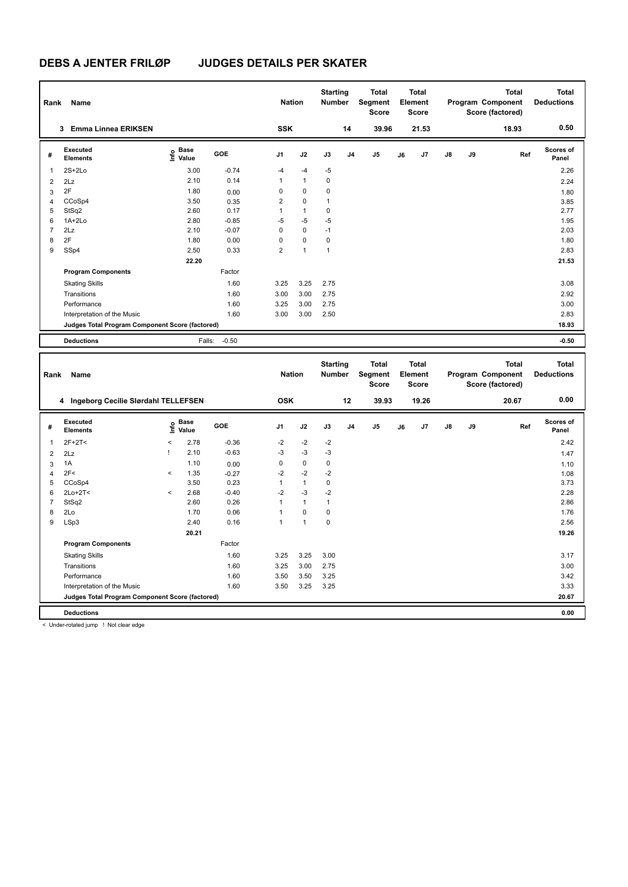# DEBS A JENTER FRILØP JUDGES DETAILS PER SKATER

| Rank | Name | Nation | Starting Number | Total Segment Score | Total Element Score | Total Program Component Score (factored) | Total Deductions |
|---|---|---|---|---|---|---|---|
| 3 | Emma Linnea ERIKSEN | SSK | 14 | 39.96 | 21.53 | 18.93 | 0.50 |

| # | Executed Elements | Info | Base Value | GOE | J1 | J2 | J3 | J4 | J5 | J6 | J7 | J8 | J9 | Ref | Scores of Panel |
|---|---|---|---|---|---|---|---|---|---|---|---|---|---|---|---|
| 1 | 2S+2Lo | | 3.00 | -0.74 | -4 | -4 | -5 | | | | | | | | 2.26 |
| 2 | 2Lz | | 2.10 | 0.14 | 1 | 1 | 0 | | | | | | | | 2.24 |
| 3 | 2F | | 1.80 | 0.00 | 0 | 0 | 0 | | | | | | | | 1.80 |
| 4 | CCoSp4 | | 3.50 | 0.35 | 2 | 0 | 1 | | | | | | | | 3.85 |
| 5 | StSq2 | | 2.60 | 0.17 | 1 | 1 | 0 | | | | | | | | 2.77 |
| 6 | 1A+2Lo | | 2.80 | -0.85 | -5 | -5 | -5 | | | | | | | | 1.95 |
| 7 | 2Lz | | 2.10 | -0.07 | 0 | 0 | -1 | | | | | | | | 2.03 |
| 8 | 2F | | 1.80 | 0.00 | 0 | 0 | 0 | | | | | | | | 1.80 |
| 9 | SSp4 | | 2.50 | 0.33 | 2 | 1 | 1 | | | | | | | | 2.83 |
| | | | 22.20 | | | | | | | | | | | | 21.53 |
| | **Program Components** | | | Factor | | | | | | | | | | | |
| | Skating Skills | | | 1.60 | 3.25 | 3.25 | 2.75 | | | | | | | | 3.08 |
| | Transitions | | | 1.60 | 3.00 | 3.00 | 2.75 | | | | | | | | 2.92 |
| | Performance | | | 1.60 | 3.25 | 3.00 | 2.75 | | | | | | | | 3.00 |
| | Interpretation of the Music | | | 1.60 | 3.00 | 3.00 | 2.50 | | | | | | | | 2.83 |
| | **Judges Total Program Component Score (factored)** | | | | | | | | | | | | | | 18.93 |
| | **Deductions** | | Falls: | -0.50 | | | | | | | | | | | -0.50 |

| Rank | Name | Nation | Starting Number | Total Segment Score | Total Element Score | Total Program Component Score (factored) | Total Deductions |
|---|---|---|---|---|---|---|---|
| 4 | Ingeborg Cecilie Slørdahl TELLEFSEN | OSK | 12 | 39.93 | 19.26 | 20.67 | 0.00 |

| # | Executed Elements | Info | Base Value | GOE | J1 | J2 | J3 | J4 | J5 | J6 | J7 | J8 | J9 | Ref | Scores of Panel |
|---|---|---|---|---|---|---|---|---|---|---|---|---|---|---|---|
| 1 | 2F+2T< | < | 2.78 | -0.36 | -2 | -2 | -2 | | | | | | | | 2.42 |
| 2 | 2Lz | ! | 2.10 | -0.63 | -3 | -3 | -3 | | | | | | | | 1.47 |
| 3 | 1A | | 1.10 | 0.00 | 0 | 0 | 0 | | | | | | | | 1.10 |
| 4 | 2F< | < | 1.35 | -0.27 | -2 | -2 | -2 | | | | | | | | 1.08 |
| 5 | CCoSp4 | | 3.50 | 0.23 | 1 | 1 | 0 | | | | | | | | 3.73 |
| 6 | 2Lo+2T< | < | 2.68 | -0.40 | -2 | -3 | -2 | | | | | | | | 2.28 |
| 7 | StSq2 | | 2.60 | 0.26 | 1 | 1 | 1 | | | | | | | | 2.86 |
| 8 | 2Lo | | 1.70 | 0.06 | 1 | 0 | 0 | | | | | | | | 1.76 |
| 9 | LSp3 | | 2.40 | 0.16 | 1 | 1 | 0 | | | | | | | | 2.56 |
| | | | 20.21 | | | | | | | | | | | | 19.26 |
| | **Program Components** | | | Factor | | | | | | | | | | | |
| | Skating Skills | | | 1.60 | 3.25 | 3.25 | 3.00 | | | | | | | | 3.17 |
| | Transitions | | | 1.60 | 3.25 | 3.00 | 2.75 | | | | | | | | 3.00 |
| | Performance | | | 1.60 | 3.50 | 3.50 | 3.25 | | | | | | | | 3.42 |
| | Interpretation of the Music | | | 1.60 | 3.50 | 3.25 | 3.25 | | | | | | | | 3.33 |
| | **Judges Total Program Component Score (factored)** | | | | | | | | | | | | | | 20.67 |
| | **Deductions** | | | | | | | | | | | | | | 0.00 |

< Under-rotated jump ! Not clear edge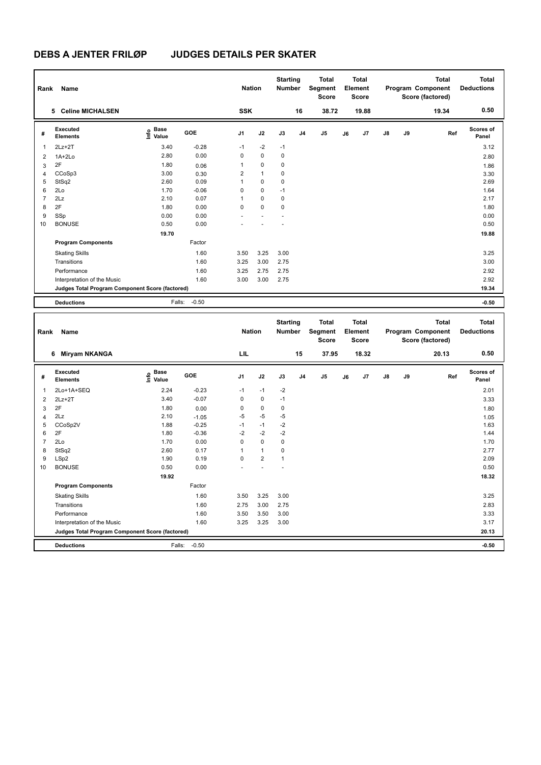# DEBS A JENTER FRILØP JUDGES DETAILS PER SKATER

| Rank | Name | Nation | Starting Number | Total Segment Score | Total Element Score | Total Program Component Score (factored) | Total Deductions |
|---|---|---|---|---|---|---|---|
| 5 | Celine MICHALSEN | SSK | 16 | 38.72 | 19.88 | 19.34 | 0.50 |

| # | Executed Elements | Info | Base Value | GOE | J1 | J2 | J3 | J4 | J5 | J6 | J7 | J8 | J9 | Ref | Scores of Panel |
|---|---|---|---|---|---|---|---|---|---|---|---|---|---|---|---|
| 1 | 2Lz+2T | | 3.40 | -0.28 | -1 | -2 | -1 | | | | | | | | 3.12 |
| 2 | 1A+2Lo | | 2.80 | 0.00 | 0 | 0 | 0 | | | | | | | | 2.80 |
| 3 | 2F | | 1.80 | 0.06 | 1 | 0 | 0 | | | | | | | | 1.86 |
| 4 | CCoSp3 | | 3.00 | 0.30 | 2 | 1 | 0 | | | | | | | | 3.30 |
| 5 | StSq2 | | 2.60 | 0.09 | 1 | 0 | 0 | | | | | | | | 2.69 |
| 6 | 2Lo | | 1.70 | -0.06 | 0 | 0 | -1 | | | | | | | | 1.64 |
| 7 | 2Lz | | 2.10 | 0.07 | 1 | 0 | 0 | | | | | | | | 2.17 |
| 8 | 2F | | 1.80 | 0.00 | 0 | 0 | 0 | | | | | | | | 1.80 |
| 9 | SSp | | 0.00 | 0.00 | - | - | - | | | | | | | | 0.00 |
| 10 | BONUSE | | 0.50 | 0.00 | - | - | - | | | | | | | | 0.50 |
| | | | 19.70 | | | | | | | | | | | | 19.88 |
| | **Program Components** | | | Factor | | | | | | | | | | | |
| | Skating Skills | | | 1.60 | 3.50 | 3.25 | 3.00 | | | | | | | | 3.25 |
| | Transitions | | | 1.60 | 3.25 | 3.00 | 2.75 | | | | | | | | 3.00 |
| | Performance | | | 1.60 | 3.25 | 2.75 | 2.75 | | | | | | | | 2.92 |
| | Interpretation of the Music | | | 1.60 | 3.00 | 3.00 | 2.75 | | | | | | | | 2.92 |
| | **Judges Total Program Component Score (factored)** | | | | | | | | | | | | | | 19.34 |
| | **Deductions** | | Falls: | -0.50 | | | | | | | | | | | -0.50 |

| Rank | Name | Nation | Starting Number | Total Segment Score | Total Element Score | Total Program Component Score (factored) | Total Deductions |
|---|---|---|---|---|---|---|---|
| 6 | Miryam NKANGA | LIL | 15 | 37.95 | 18.32 | 20.13 | 0.50 |

| # | Executed Elements | Info | Base Value | GOE | J1 | J2 | J3 | J4 | J5 | J6 | J7 | J8 | J9 | Ref | Scores of Panel |
|---|---|---|---|---|---|---|---|---|---|---|---|---|---|---|---|
| 1 | 2Lo+1A+SEQ | | 2.24 | -0.23 | -1 | -1 | -2 | | | | | | | | 2.01 |
| 2 | 2Lz+2T | | 3.40 | -0.07 | 0 | 0 | -1 | | | | | | | | 3.33 |
| 3 | 2F | | 1.80 | 0.00 | 0 | 0 | 0 | | | | | | | | 1.80 |
| 4 | 2Lz | | 2.10 | -1.05 | -5 | -5 | -5 | | | | | | | | 1.05 |
| 5 | CCoSp2V | | 1.88 | -0.25 | -1 | -1 | -2 | | | | | | | | 1.63 |
| 6 | 2F | | 1.80 | -0.36 | -2 | -2 | -2 | | | | | | | | 1.44 |
| 7 | 2Lo | | 1.70 | 0.00 | 0 | 0 | 0 | | | | | | | | 1.70 |
| 8 | StSq2 | | 2.60 | 0.17 | 1 | 1 | 0 | | | | | | | | 2.77 |
| 9 | LSp2 | | 1.90 | 0.19 | 0 | 2 | 1 | | | | | | | | 2.09 |
| 10 | BONUSE | | 0.50 | 0.00 | - | - | - | | | | | | | | 0.50 |
| | | | 19.92 | | | | | | | | | | | | 18.32 |
| | **Program Components** | | | Factor | | | | | | | | | | | |
| | Skating Skills | | | 1.60 | 3.50 | 3.25 | 3.00 | | | | | | | | 3.25 |
| | Transitions | | | 1.60 | 2.75 | 3.00 | 2.75 | | | | | | | | 2.83 |
| | Performance | | | 1.60 | 3.50 | 3.50 | 3.00 | | | | | | | | 3.33 |
| | Interpretation of the Music | | | 1.60 | 3.25 | 3.25 | 3.00 | | | | | | | | 3.17 |
| | **Judges Total Program Component Score (factored)** | | | | | | | | | | | | | | 20.13 |
| | **Deductions** | | Falls: | -0.50 | | | | | | | | | | | -0.50 |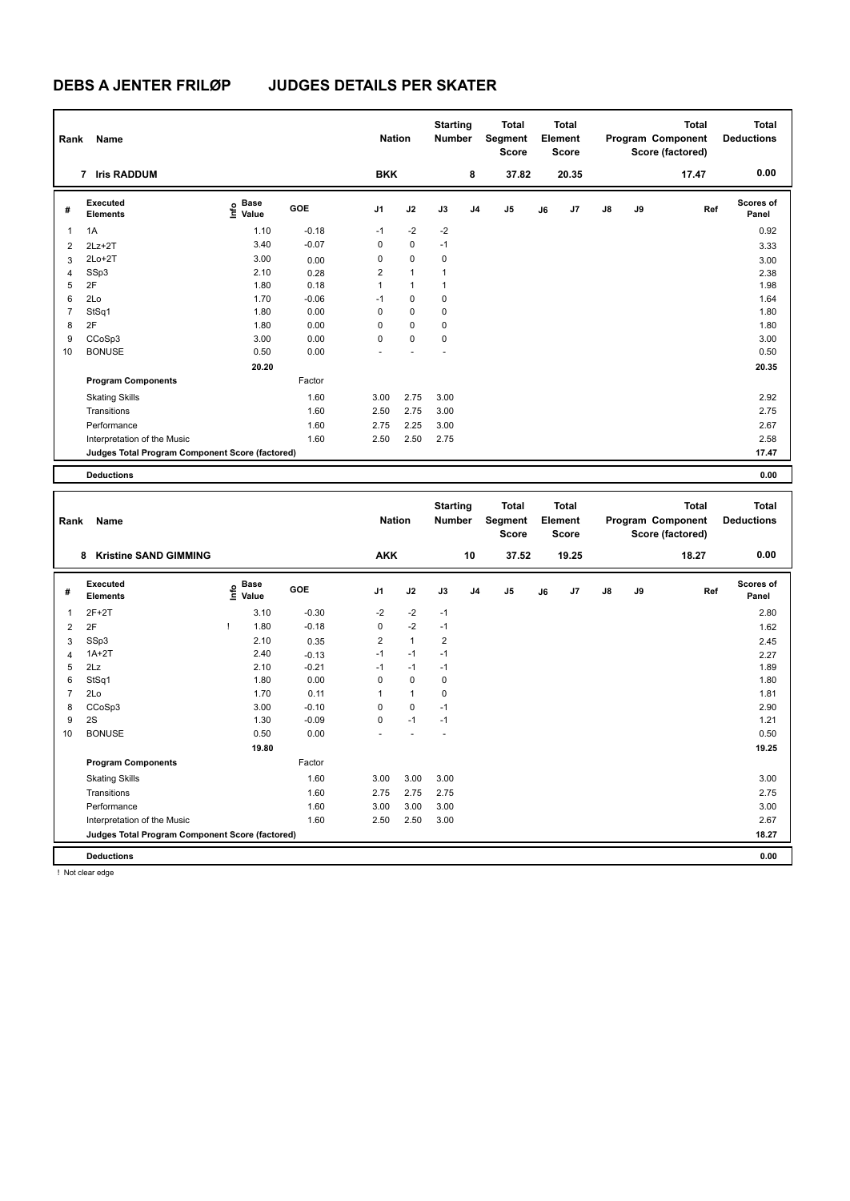# DEBS A JENTER FRILØP JUDGES DETAILS PER SKATER

| Rank | Name | Nation | Starting Number | Total Segment Score | Total Element Score | Total Program Component Score (factored) | Total Deductions |
|---|---|---|---|---|---|---|---|
| 7 | Iris RADDUM | BKK | 8 | 37.82 | 20.35 | 17.47 | 0.00 |

| # | Executed Elements | Info | Base Value | GOE | J1 | J2 | J3 | J4 | J5 | J6 | J7 | J8 | J9 | Ref | Scores of Panel |
|---|---|---|---|---|---|---|---|---|---|---|---|---|---|---|---|
| 1 | 1A | | 1.10 | -0.18 | -1 | -2 | -2 | | | | | | | | 0.92 |
| 2 | 2Lz+2T | | 3.40 | -0.07 | 0 | 0 | -1 | | | | | | | | 3.33 |
| 3 | 2Lo+2T | | 3.00 | 0.00 | 0 | 0 | 0 | | | | | | | | 3.00 |
| 4 | SSp3 | | 2.10 | 0.28 | 2 | 1 | 1 | | | | | | | | 2.38 |
| 5 | 2F | | 1.80 | 0.18 | 1 | 1 | 1 | | | | | | | | 1.98 |
| 6 | 2Lo | | 1.70 | -0.06 | -1 | 0 | 0 | | | | | | | | 1.64 |
| 7 | StSq1 | | 1.80 | 0.00 | 0 | 0 | 0 | | | | | | | | 1.80 |
| 8 | 2F | | 1.80 | 0.00 | 0 | 0 | 0 | | | | | | | | 1.80 |
| 9 | CCoSp3 | | 3.00 | 0.00 | 0 | 0 | 0 | | | | | | | | 3.00 |
| 10 | BONUSE | | 0.50 | 0.00 | - | - | - | | | | | | | | 0.50 |
| | | | 20.20 | | | | | | | | | | | | 20.35 |

| Program Components | Factor | J1 | J2 | J3 | J4 | J5 | J6 | J7 | J8 | J9 | Scores of Panel |
|---|---|---|---|---|---|---|---|---|---|---|---|
| Skating Skills | 1.60 | 3.00 | 2.75 | 3.00 | | | | | | | 2.92 |
| Transitions | 1.60 | 2.50 | 2.75 | 3.00 | | | | | | | 2.75 |
| Performance | 1.60 | 2.75 | 2.25 | 3.00 | | | | | | | 2.67 |
| Interpretation of the Music | 1.60 | 2.50 | 2.50 | 2.75 | | | | | | | 2.58 |
| Judges Total Program Component Score (factored) | | | | | | | | | | | 17.47 |

| Deductions | 0.00 |
|---|---|

| Rank | Name | Nation | Starting Number | Total Segment Score | Total Element Score | Total Program Component Score (factored) | Total Deductions |
|---|---|---|---|---|---|---|---|
| 8 | Kristine SAND GIMMING | AKK | 10 | 37.52 | 19.25 | 18.27 | 0.00 |

| # | Executed Elements | Info | Base Value | GOE | J1 | J2 | J3 | J4 | J5 | J6 | J7 | J8 | J9 | Ref | Scores of Panel |
|---|---|---|---|---|---|---|---|---|---|---|---|---|---|---|---|
| 1 | 2F+2T | | 3.10 | -0.30 | -2 | -2 | -1 | | | | | | | | 2.80 |
| 2 | 2F | ! | 1.80 | -0.18 | 0 | -2 | -1 | | | | | | | | 1.62 |
| 3 | SSp3 | | 2.10 | 0.35 | 2 | 1 | 2 | | | | | | | | 2.45 |
| 4 | 1A+2T | | 2.40 | -0.13 | -1 | -1 | -1 | | | | | | | | 2.27 |
| 5 | 2Lz | | 2.10 | -0.21 | -1 | -1 | -1 | | | | | | | | 1.89 |
| 6 | StSq1 | | 1.80 | 0.00 | 0 | 0 | 0 | | | | | | | | 1.80 |
| 7 | 2Lo | | 1.70 | 0.11 | 1 | 1 | 0 | | | | | | | | 1.81 |
| 8 | CCoSp3 | | 3.00 | -0.10 | 0 | 0 | -1 | | | | | | | | 2.90 |
| 9 | 2S | | 1.30 | -0.09 | 0 | -1 | -1 | | | | | | | | 1.21 |
| 10 | BONUSE | | 0.50 | 0.00 | - | - | - | | | | | | | | 0.50 |
| | | | 19.80 | | | | | | | | | | | | 19.25 |

| Program Components | Factor | J1 | J2 | J3 | J4 | J5 | J6 | J7 | J8 | J9 | Scores of Panel |
|---|---|---|---|---|---|---|---|---|---|---|---|
| Skating Skills | 1.60 | 3.00 | 3.00 | 3.00 | | | | | | | 3.00 |
| Transitions | 1.60 | 2.75 | 2.75 | 2.75 | | | | | | | 2.75 |
| Performance | 1.60 | 3.00 | 3.00 | 3.00 | | | | | | | 3.00 |
| Interpretation of the Music | 1.60 | 2.50 | 2.50 | 3.00 | | | | | | | 2.67 |
| Judges Total Program Component Score (factored) | | | | | | | | | | | 18.27 |

| Deductions | 0.00 |
|---|---|

! Not clear edge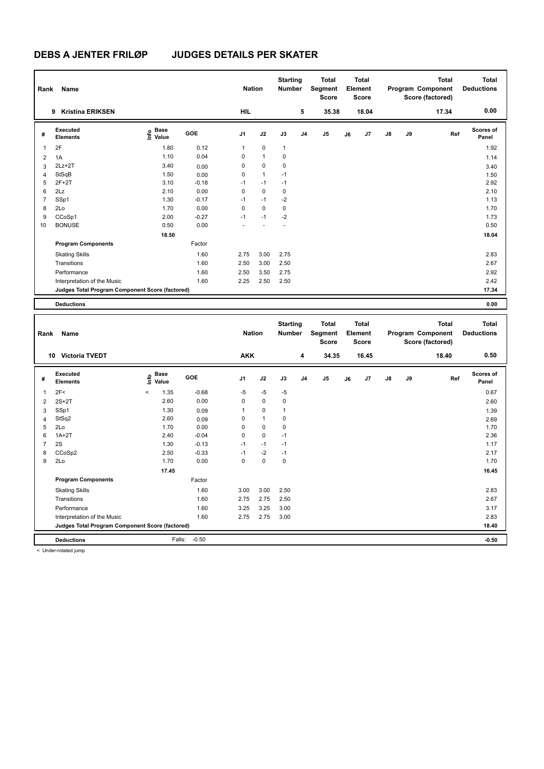# DEBS A JENTER FRILØP JUDGES DETAILS PER SKATER

| Rank | Name | Nation | Starting Number | Total Segment Score | Total Element Score | Total Program Component Score (factored) | Total Deductions |
|---|---|---|---|---|---|---|---|
| 9 | Kristina ERIKSEN | HIL | 5 | 35.38 | 18.04 | 17.34 | 0.00 |

| # | Executed Elements | Info | Base Value | GOE | J1 | J2 | J3 | J4 | J5 | J6 | J7 | J8 | J9 | Ref | Scores of Panel |
|---|---|---|---|---|---|---|---|---|---|---|---|---|---|---|---|
| 1 | 2F | | 1.80 | 0.12 | 1 | 0 | 1 | | | | | | | | 1.92 |
| 2 | 1A | | 1.10 | 0.04 | 0 | 1 | 0 | | | | | | | | 1.14 |
| 3 | 2Lz+2T | | 3.40 | 0.00 | 0 | 0 | 0 | | | | | | | | 3.40 |
| 4 | StSqB | | 1.50 | 0.00 | 0 | 1 | -1 | | | | | | | | 1.50 |
| 5 | 2F+2T | | 3.10 | -0.18 | -1 | -1 | -1 | | | | | | | | 2.92 |
| 6 | 2Lz | | 2.10 | 0.00 | 0 | 0 | 0 | | | | | | | | 2.10 |
| 7 | SSp1 | | 1.30 | -0.17 | -1 | -1 | -2 | | | | | | | | 1.13 |
| 8 | 2Lo | | 1.70 | 0.00 | 0 | 0 | 0 | | | | | | | | 1.70 |
| 9 | CCoSp1 | | 2.00 | -0.27 | -1 | -1 | -2 | | | | | | | | 1.73 |
| 10 | BONUSE | | 0.50 | 0.00 | - | - | - | | | | | | | | 0.50 |
| | | | 18.50 | | | | | | | | | | | | 18.04 |
| | **Program Components** | | | Factor | | | | | | | | | | | |
| | Skating Skills | | | 1.60 | 2.75 | 3.00 | 2.75 | | | | | | | | 2.83 |
| | Transitions | | | 1.60 | 2.50 | 3.00 | 2.50 | | | | | | | | 2.67 |
| | Performance | | | 1.60 | 2.50 | 3.50 | 2.75 | | | | | | | | 2.92 |
| | Interpretation of the Music | | | 1.60 | 2.25 | 2.50 | 2.50 | | | | | | | | 2.42 |
| | **Judges Total Program Component Score (factored)** | | | | | | | | | | | | | | 17.34 |
| | **Deductions** | | | | | | | | | | | | | | 0.00 |

| Rank | Name | Nation | Starting Number | Total Segment Score | Total Element Score | Total Program Component Score (factored) | Total Deductions |
|---|---|---|---|---|---|---|---|
| 10 | Victoria TVEDT | AKK | 4 | 34.35 | 16.45 | 18.40 | 0.50 |

| # | Executed Elements | Info | Base Value | GOE | J1 | J2 | J3 | J4 | J5 | J6 | J7 | J8 | J9 | Ref | Scores of Panel |
|---|---|---|---|---|---|---|---|---|---|---|---|---|---|---|---|
| 1 | 2F< | < | 1.35 | -0.68 | -5 | -5 | -5 | | | | | | | | 0.67 |
| 2 | 2S+2T | | 2.60 | 0.00 | 0 | 0 | 0 | | | | | | | | 2.60 |
| 3 | SSp1 | | 1.30 | 0.09 | 1 | 0 | 1 | | | | | | | | 1.39 |
| 4 | StSq2 | | 2.60 | 0.09 | 0 | 1 | 0 | | | | | | | | 2.69 |
| 5 | 2Lo | | 1.70 | 0.00 | 0 | 0 | 0 | | | | | | | | 1.70 |
| 6 | 1A+2T | | 2.40 | -0.04 | 0 | 0 | -1 | | | | | | | | 2.36 |
| 7 | 2S | | 1.30 | -0.13 | -1 | -1 | -1 | | | | | | | | 1.17 |
| 8 | CCoSp2 | | 2.50 | -0.33 | -1 | -2 | -1 | | | | | | | | 2.17 |
| 9 | 2Lo | | 1.70 | 0.00 | 0 | 0 | 0 | | | | | | | | 1.70 |
| | | | 17.45 | | | | | | | | | | | | 16.45 |
| | **Program Components** | | | Factor | | | | | | | | | | | |
| | Skating Skills | | | 1.60 | 3.00 | 3.00 | 2.50 | | | | | | | | 2.83 |
| | Transitions | | | 1.60 | 2.75 | 2.75 | 2.50 | | | | | | | | 2.67 |
| | Performance | | | 1.60 | 3.25 | 3.25 | 3.00 | | | | | | | | 3.17 |
| | Interpretation of the Music | | | 1.60 | 2.75 | 2.75 | 3.00 | | | | | | | | 2.83 |
| | **Judges Total Program Component Score (factored)** | | | | | | | | | | | | | | 18.40 |
| | **Deductions** | | Falls: | -0.50 | | | | | | | | | | | -0.50 |

< Under-rotated jump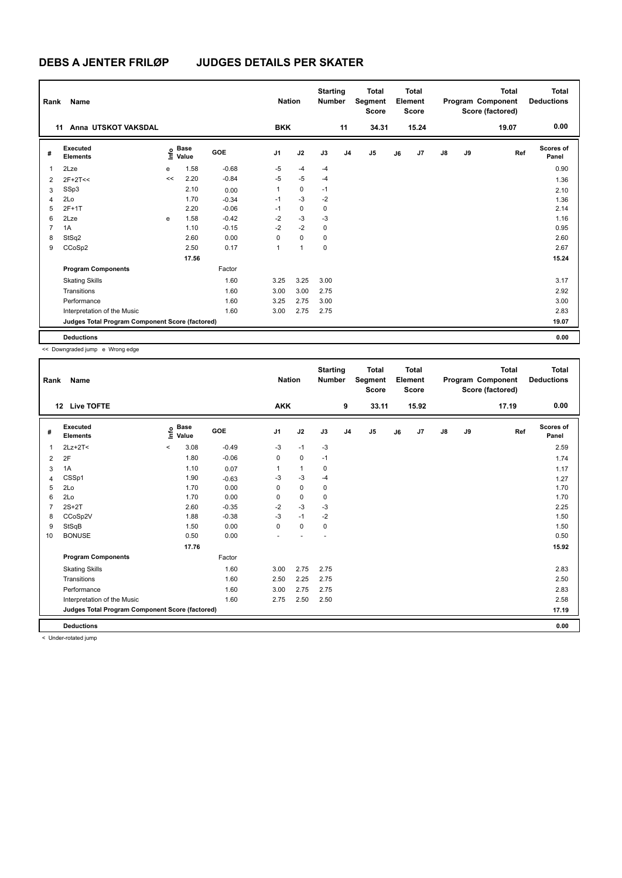# DEBS A JENTER FRILØP JUDGES DETAILS PER SKATER

| Rank | Name | Nation | Starting Number | Total Segment Score | Total Element Score | Total Program Component Score (factored) | Total Deductions |
|---|---|---|---|---|---|---|---|
| 11 | Anna UTSKOT VAKSDAL | BKK | 11 | 34.31 | 15.24 | 19.07 | 0.00 |

| # | Executed Elements | Info | Base Value | GOE | J1 | J2 | J3 | J4 | J5 | J6 | J7 | J8 | J9 | Ref | Scores of Panel |
|---|---|---|---|---|---|---|---|---|---|---|---|---|---|---|---|
| 1 | 2Lze | e | 1.58 | -0.68 | -5 | -4 | -4 | | | | | | | | 0.90 |
| 2 | 2F+2T<< | << | 2.20 | -0.84 | -5 | -5 | -4 | | | | | | | | 1.36 |
| 3 | SSp3 | | 2.10 | 0.00 | 1 | 0 | -1 | | | | | | | | 2.10 |
| 4 | 2Lo | | 1.70 | -0.34 | -1 | -3 | -2 | | | | | | | | 1.36 |
| 5 | 2F+1T | | 2.20 | -0.06 | -1 | 0 | 0 | | | | | | | | 2.14 |
| 6 | 2Lze | e | 1.58 | -0.42 | -2 | -3 | -3 | | | | | | | | 1.16 |
| 7 | 1A | | 1.10 | -0.15 | -2 | -2 | 0 | | | | | | | | 0.95 |
| 8 | StSq2 | | 2.60 | 0.00 | 0 | 0 | 0 | | | | | | | | 2.60 |
| 9 | CCoSp2 | | 2.50 | 0.17 | 1 | 1 | 0 | | | | | | | | 2.67 |
| | | | 17.56 | | | | | | | | | | | | 15.24 |
| | **Program Components** | | | Factor | | | | | | | | | | | |
| | Skating Skills | | | 1.60 | 3.25 | 3.25 | 3.00 | | | | | | | | 3.17 |
| | Transitions | | | 1.60 | 3.00 | 3.00 | 2.75 | | | | | | | | 2.92 |
| | Performance | | | 1.60 | 3.25 | 2.75 | 3.00 | | | | | | | | 3.00 |
| | Interpretation of the Music | | | 1.60 | 3.00 | 2.75 | 2.75 | | | | | | | | 2.83 |
| | **Judges Total Program Component Score (factored)** | | | | | | | | | | | | | | 19.07 |
| | **Deductions** | | | | | | | | | | | | | | 0.00 |

<< Downgraded jump e Wrong edge

| Rank | Name | Nation | Starting Number | Total Segment Score | Total Element Score | Total Program Component Score (factored) | Total Deductions |
|---|---|---|---|---|---|---|---|
| 12 | Live TOFTE | AKK | 9 | 33.11 | 15.92 | 17.19 | 0.00 |

| # | Executed Elements | Info | Base Value | GOE | J1 | J2 | J3 | J4 | J5 | J6 | J7 | J8 | J9 | Ref | Scores of Panel |
|---|---|---|---|---|---|---|---|---|---|---|---|---|---|---|---|
| 1 | 2Lz+2T< | < | 3.08 | -0.49 | -3 | -1 | -3 | | | | | | | | 2.59 |
| 2 | 2F | | 1.80 | -0.06 | 0 | 0 | -1 | | | | | | | | 1.74 |
| 3 | 1A | | 1.10 | 0.07 | 1 | 1 | 0 | | | | | | | | 1.17 |
| 4 | CSSp1 | | 1.90 | -0.63 | -3 | -3 | -4 | | | | | | | | 1.27 |
| 5 | 2Lo | | 1.70 | 0.00 | 0 | 0 | 0 | | | | | | | | 1.70 |
| 6 | 2Lo | | 1.70 | 0.00 | 0 | 0 | 0 | | | | | | | | 1.70 |
| 7 | 2S+2T | | 2.60 | -0.35 | -2 | -3 | -3 | | | | | | | | 2.25 |
| 8 | CCoSp2V | | 1.88 | -0.38 | -3 | -1 | -2 | | | | | | | | 1.50 |
| 9 | StSqB | | 1.50 | 0.00 | 0 | 0 | 0 | | | | | | | | 1.50 |
| 10 | BONUSE | | 0.50 | 0.00 | - | - | - | | | | | | | | 0.50 |
| | | | 17.76 | | | | | | | | | | | | 15.92 |
| | **Program Components** | | | Factor | | | | | | | | | | | |
| | Skating Skills | | | 1.60 | 3.00 | 2.75 | 2.75 | | | | | | | | 2.83 |
| | Transitions | | | 1.60 | 2.50 | 2.25 | 2.75 | | | | | | | | 2.50 |
| | Performance | | | 1.60 | 3.00 | 2.75 | 2.75 | | | | | | | | 2.83 |
| | Interpretation of the Music | | | 1.60 | 2.75 | 2.50 | 2.50 | | | | | | | | 2.58 |
| | **Judges Total Program Component Score (factored)** | | | | | | | | | | | | | | 17.19 |
| | **Deductions** | | | | | | | | | | | | | | 0.00 |

< Under-rotated jump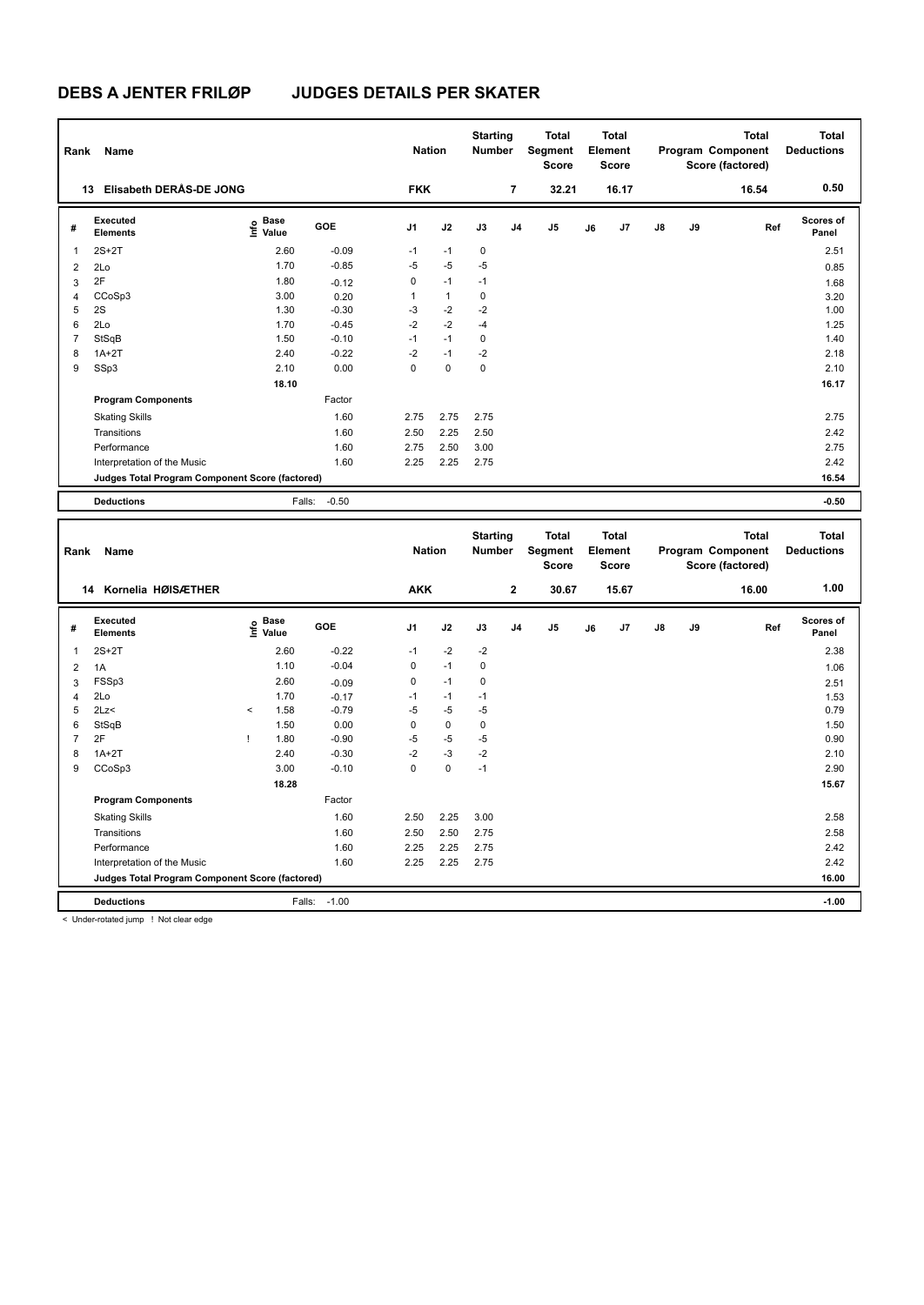# DEBS A JENTER FRILØP JUDGES DETAILS PER SKATER

| Rank | Name | Nation | Starting Number | Total Segment Score | Total Element Score | Total Program Component Score (factored) | Total Deductions |
|---|---|---|---|---|---|---|---|
| 13 | Elisabeth DERÅS-DE JONG | FKK | 7 | 32.21 | 16.17 | 16.54 | 0.50 |

| # | Executed Elements | Info | Base Value | GOE | J1 | J2 | J3 | J4 | J5 | J6 | J7 | J8 | J9 | Ref | Scores of Panel |
|---|---|---|---|---|---|---|---|---|---|---|---|---|---|---|---|
| 1 | 2S+2T | | 2.60 | -0.09 | -1 | -1 | 0 | | | | | | | | 2.51 |
| 2 | 2Lo | | 1.70 | -0.85 | -5 | -5 | -5 | | | | | | | | 0.85 |
| 3 | 2F | | 1.80 | -0.12 | 0 | -1 | -1 | | | | | | | | 1.68 |
| 4 | CCoSp3 | | 3.00 | 0.20 | 1 | 1 | 0 | | | | | | | | 3.20 |
| 5 | 2S | | 1.30 | -0.30 | -3 | -2 | -2 | | | | | | | | 1.00 |
| 6 | 2Lo | | 1.70 | -0.45 | -2 | -2 | -4 | | | | | | | | 1.25 |
| 7 | StSqB | | 1.50 | -0.10 | -1 | -1 | 0 | | | | | | | | 1.40 |
| 8 | 1A+2T | | 2.40 | -0.22 | -2 | -1 | -2 | | | | | | | | 2.18 |
| 9 | SSp3 | | 2.10 | 0.00 | 0 | 0 | 0 | | | | | | | | 2.10 |
| | | | 18.10 | | | | | | | | | | | | 16.17 |
| | **Program Components** | | | Factor | | | | | | | | | | | |
| | Skating Skills | | | 1.60 | 2.75 | 2.75 | 2.75 | | | | | | | | 2.75 |
| | Transitions | | | 1.60 | 2.50 | 2.25 | 2.50 | | | | | | | | 2.42 |
| | Performance | | | 1.60 | 2.75 | 2.50 | 3.00 | | | | | | | | 2.75 |
| | Interpretation of the Music | | | 1.60 | 2.25 | 2.25 | 2.75 | | | | | | | | 2.42 |
| | **Judges Total Program Component Score (factored)** | | | | | | | | | | | | | | 16.54 |
| | **Deductions** | | Falls: | -0.50 | | | | | | | | | | | -0.50 |

| Rank | Name | Nation | Starting Number | Total Segment Score | Total Element Score | Total Program Component Score (factored) | Total Deductions |
|---|---|---|---|---|---|---|---|
| 14 | Kornelia HØISÆTHER | AKK | 2 | 30.67 | 15.67 | 16.00 | 1.00 |

| # | Executed Elements | Info | Base Value | GOE | J1 | J2 | J3 | J4 | J5 | J6 | J7 | J8 | J9 | Ref | Scores of Panel |
|---|---|---|---|---|---|---|---|---|---|---|---|---|---|---|---|
| 1 | 2S+2T | | 2.60 | -0.22 | -1 | -2 | -2 | | | | | | | | 2.38 |
| 2 | 1A | | 1.10 | -0.04 | 0 | -1 | 0 | | | | | | | | 1.06 |
| 3 | FSSp3 | | 2.60 | -0.09 | 0 | -1 | 0 | | | | | | | | 2.51 |
| 4 | 2Lo | | 1.70 | -0.17 | -1 | -1 | -1 | | | | | | | | 1.53 |
| 5 | 2Lz< | < | 1.58 | -0.79 | -5 | -5 | -5 | | | | | | | | 0.79 |
| 6 | StSqB | | 1.50 | 0.00 | 0 | 0 | 0 | | | | | | | | 1.50 |
| 7 | 2F | ! | 1.80 | -0.90 | -5 | -5 | -5 | | | | | | | | 0.90 |
| 8 | 1A+2T | | 2.40 | -0.30 | -2 | -3 | -2 | | | | | | | | 2.10 |
| 9 | CCoSp3 | | 3.00 | -0.10 | 0 | 0 | -1 | | | | | | | | 2.90 |
| | | | 18.28 | | | | | | | | | | | | 15.67 |
| | **Program Components** | | | Factor | | | | | | | | | | | |
| | Skating Skills | | | 1.60 | 2.50 | 2.25 | 3.00 | | | | | | | | 2.58 |
| | Transitions | | | 1.60 | 2.50 | 2.50 | 2.75 | | | | | | | | 2.58 |
| | Performance | | | 1.60 | 2.25 | 2.25 | 2.75 | | | | | | | | 2.42 |
| | Interpretation of the Music | | | 1.60 | 2.25 | 2.25 | 2.75 | | | | | | | | 2.42 |
| | **Judges Total Program Component Score (factored)** | | | | | | | | | | | | | | 16.00 |
| | **Deductions** | | Falls: | -1.00 | | | | | | | | | | | -1.00 |

< Under-rotated jump ! Not clear edge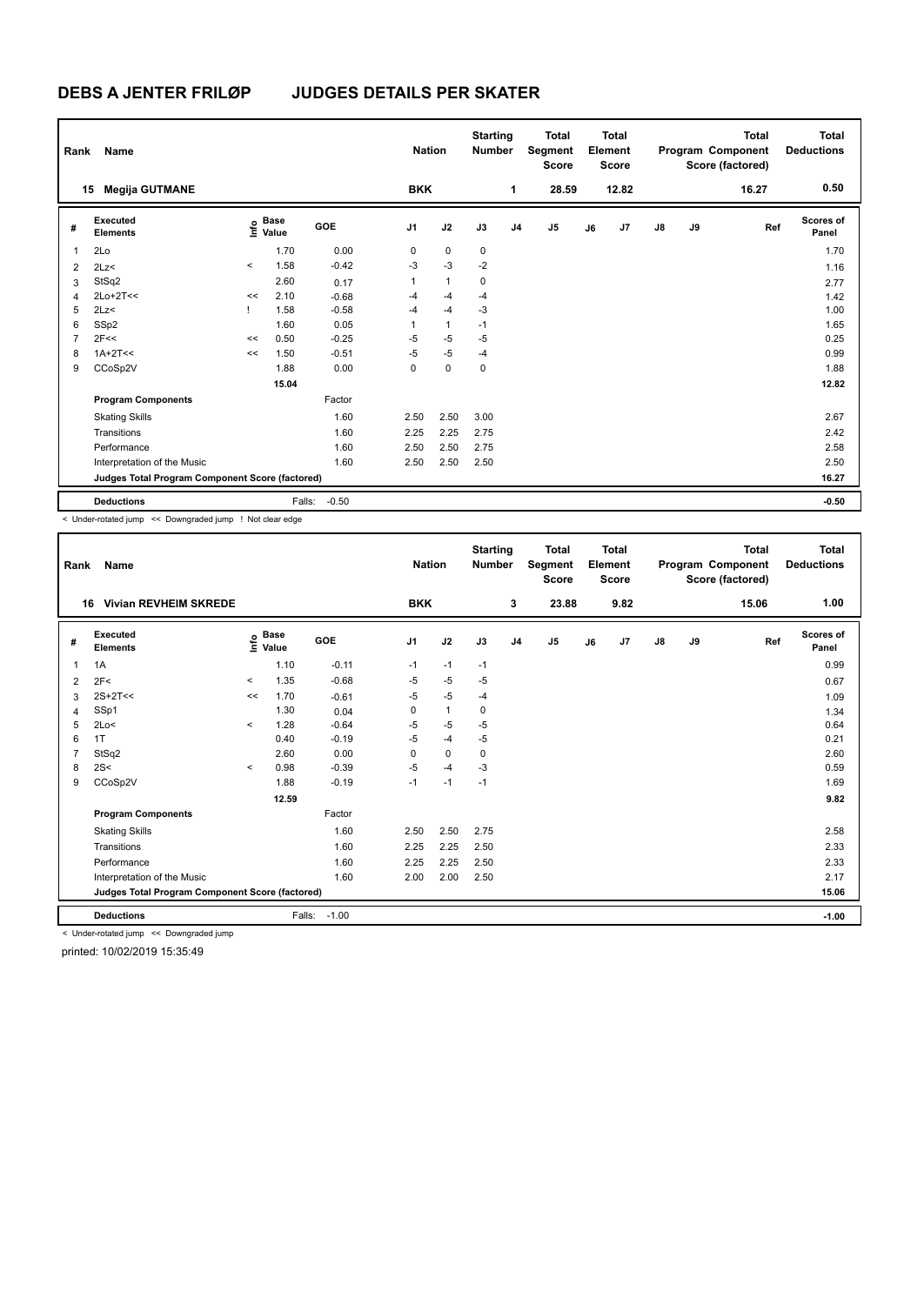# DEBS A JENTER FRILØP JUDGES DETAILS PER SKATER

| Rank | Name | Nation | Starting Number | Total Segment Score | Total Element Score | Total Program Component Score (factored) | Total Deductions |
|---|---|---|---|---|---|---|---|
| 15 | Megija GUTMANE | BKK | 1 | 28.59 | 12.82 | 16.27 | 0.50 |

| # | Executed Elements | Info | Base Value | GOE | J1 | J2 | J3 | J4 | J5 | J6 | J7 | J8 | J9 | Ref | Scores of Panel |
|---|---|---|---|---|---|---|---|---|---|---|---|---|---|---|---|
| 1 | 2Lo | | 1.70 | 0.00 | 0 | 0 | 0 | | | | | | | | 1.70 |
| 2 | 2Lz< | < | 1.58 | -0.42 | -3 | -3 | -2 | | | | | | | | 1.16 |
| 3 | StSq2 | | 2.60 | 0.17 | 1 | 1 | 0 | | | | | | | | 2.77 |
| 4 | 2Lo+2T<< | << | 2.10 | -0.68 | -4 | -4 | -4 | | | | | | | | 1.42 |
| 5 | 2Lz< | ! | 1.58 | -0.58 | -4 | -4 | -3 | | | | | | | | 1.00 |
| 6 | SSp2 | | 1.60 | 0.05 | 1 | 1 | -1 | | | | | | | | 1.65 |
| 7 | 2F<< | << | 0.50 | -0.25 | -5 | -5 | -5 | | | | | | | | 0.25 |
| 8 | 1A+2T<< | << | 1.50 | -0.51 | -5 | -5 | -4 | | | | | | | | 0.99 |
| 9 | CCoSp2V | | 1.88 | 0.00 | 0 | 0 | 0 | | | | | | | | 1.88 |
| | | | 15.04 | | | | | | | | | | | | 12.82 |
| | **Program Components** | | | Factor | | | | | | | | | | | |
| | Skating Skills | | | 1.60 | 2.50 | 2.50 | 3.00 | | | | | | | | 2.67 |
| | Transitions | | | 1.60 | 2.25 | 2.25 | 2.75 | | | | | | | | 2.42 |
| | Performance | | | 1.60 | 2.50 | 2.50 | 2.75 | | | | | | | | 2.58 |
| | Interpretation of the Music | | | 1.60 | 2.50 | 2.50 | 2.50 | | | | | | | | 2.50 |
| | **Judges Total Program Component Score (factored)** | | | | | | | | | | | | | | 16.27 |
| | **Deductions** | | Falls: | -0.50 | | | | | | | | | | | -0.50 |

< Under-rotated jump << Downgraded jump ! Not clear edge

| Rank | Name | Nation | Starting Number | Total Segment Score | Total Element Score | Total Program Component Score (factored) | Total Deductions |
|---|---|---|---|---|---|---|---|
| 16 | Vivian REVHEIM SKREDE | BKK | 3 | 23.88 | 9.82 | 15.06 | 1.00 |

| # | Executed Elements | Info | Base Value | GOE | J1 | J2 | J3 | J4 | J5 | J6 | J7 | J8 | J9 | Ref | Scores of Panel |
|---|---|---|---|---|---|---|---|---|---|---|---|---|---|---|---|
| 1 | 1A | | 1.10 | -0.11 | -1 | -1 | -1 | | | | | | | | 0.99 |
| 2 | 2F< | < | 1.35 | -0.68 | -5 | -5 | -5 | | | | | | | | 0.67 |
| 3 | 2S+2T<< | << | 1.70 | -0.61 | -5 | -5 | -4 | | | | | | | | 1.09 |
| 4 | SSp1 | | 1.30 | 0.04 | 0 | 1 | 0 | | | | | | | | 1.34 |
| 5 | 2Lo< | < | 1.28 | -0.64 | -5 | -5 | -5 | | | | | | | | 0.64 |
| 6 | 1T | | 0.40 | -0.19 | -5 | -4 | -5 | | | | | | | | 0.21 |
| 7 | StSq2 | | 2.60 | 0.00 | 0 | 0 | 0 | | | | | | | | 2.60 |
| 8 | 2S< | < | 0.98 | -0.39 | -5 | -4 | -3 | | | | | | | | 0.59 |
| 9 | CCoSp2V | | 1.88 | -0.19 | -1 | -1 | -1 | | | | | | | | 1.69 |
| | | | 12.59 | | | | | | | | | | | | 9.82 |
| | **Program Components** | | | Factor | | | | | | | | | | | |
| | Skating Skills | | | 1.60 | 2.50 | 2.50 | 2.75 | | | | | | | | 2.58 |
| | Transitions | | | 1.60 | 2.25 | 2.25 | 2.50 | | | | | | | | 2.33 |
| | Performance | | | 1.60 | 2.25 | 2.25 | 2.50 | | | | | | | | 2.33 |
| | Interpretation of the Music | | | 1.60 | 2.00 | 2.00 | 2.50 | | | | | | | | 2.17 |
| | **Judges Total Program Component Score (factored)** | | | | | | | | | | | | | | 15.06 |
| | **Deductions** | | Falls: | -1.00 | | | | | | | | | | | -1.00 |

< Under-rotated jump << Downgraded jump

printed: 10/02/2019 15:35:49